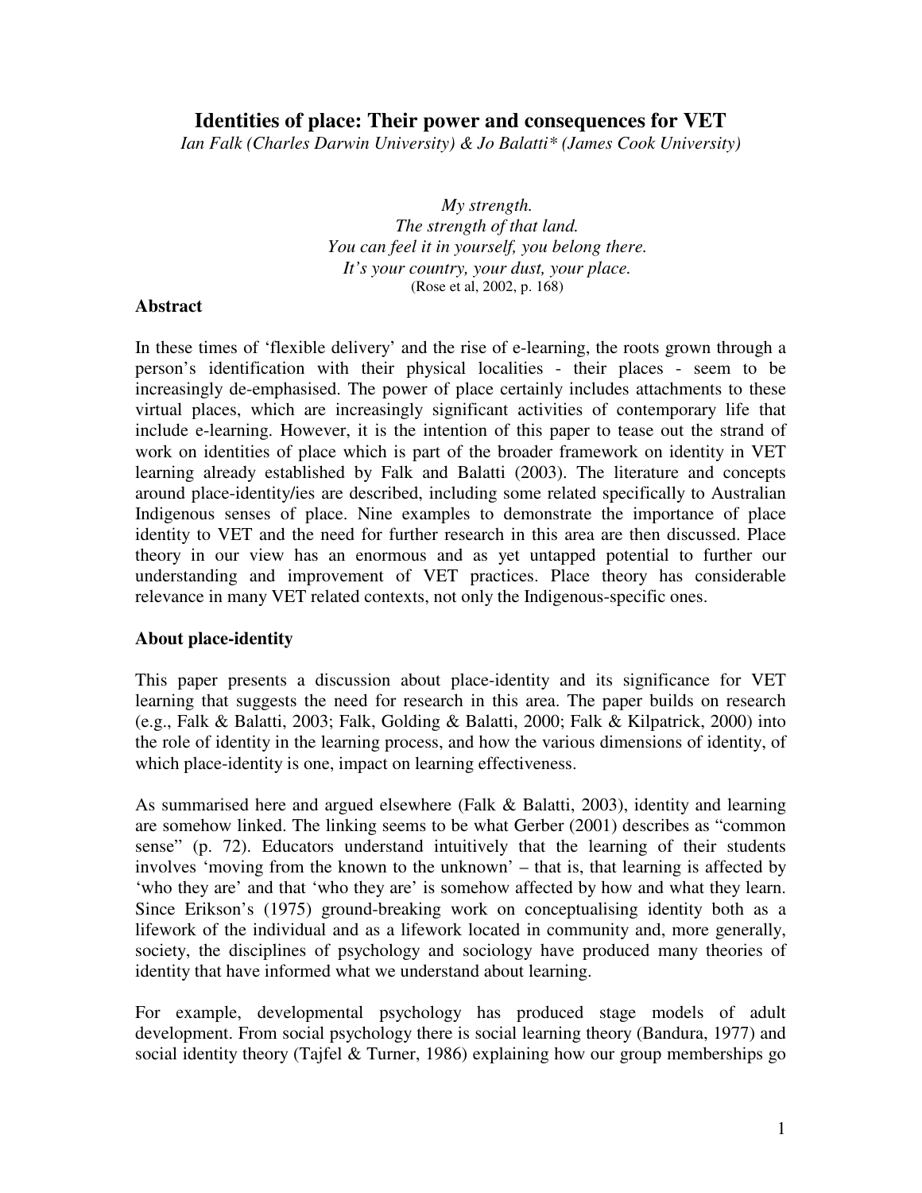# Identities of place: Their power and consequences for VET

*Ian Falk (Charles Darwin University) & Jo Balatti* (James Cook University)*

> *My strength.*
> *The strength of that land.*
> *You can feel it in yourself, you belong there.*
> *It's your country, your dust, your place.*
> (Rose et al, 2002, p. 168)

## Abstract

In these times of 'flexible delivery' and the rise of e-learning, the roots grown through a person's identification with their physical localities - their places - seem to be increasingly de-emphasised. The power of place certainly includes attachments to these virtual places, which are increasingly significant activities of contemporary life that include e-learning. However, it is the intention of this paper to tease out the strand of work on identities of place which is part of the broader framework on identity in VET learning already established by Falk and Balatti (2003). The literature and concepts around place-identity/ies are described, including some related specifically to Australian Indigenous senses of place. Nine examples to demonstrate the importance of place identity to VET and the need for further research in this area are then discussed. Place theory in our view has an enormous and as yet untapped potential to further our understanding and improvement of VET practices. Place theory has considerable relevance in many VET related contexts, not only the Indigenous-specific ones.

## About place-identity

This paper presents a discussion about place-identity and its significance for VET learning that suggests the need for research in this area. The paper builds on research (e.g., Falk & Balatti, 2003; Falk, Golding & Balatti, 2000; Falk & Kilpatrick, 2000) into the role of identity in the learning process, and how the various dimensions of identity, of which place-identity is one, impact on learning effectiveness.

As summarised here and argued elsewhere (Falk & Balatti, 2003), identity and learning are somehow linked. The linking seems to be what Gerber (2001) describes as "common sense" (p. 72). Educators understand intuitively that the learning of their students involves 'moving from the known to the unknown' – that is, that learning is affected by 'who they are' and that 'who they are' is somehow affected by how and what they learn. Since Erikson's (1975) ground-breaking work on conceptualising identity both as a lifework of the individual and as a lifework located in community and, more generally, society, the disciplines of psychology and sociology have produced many theories of identity that have informed what we understand about learning.

For example, developmental psychology has produced stage models of adult development. From social psychology there is social learning theory (Bandura, 1977) and social identity theory (Tajfel & Turner, 1986) explaining how our group memberships go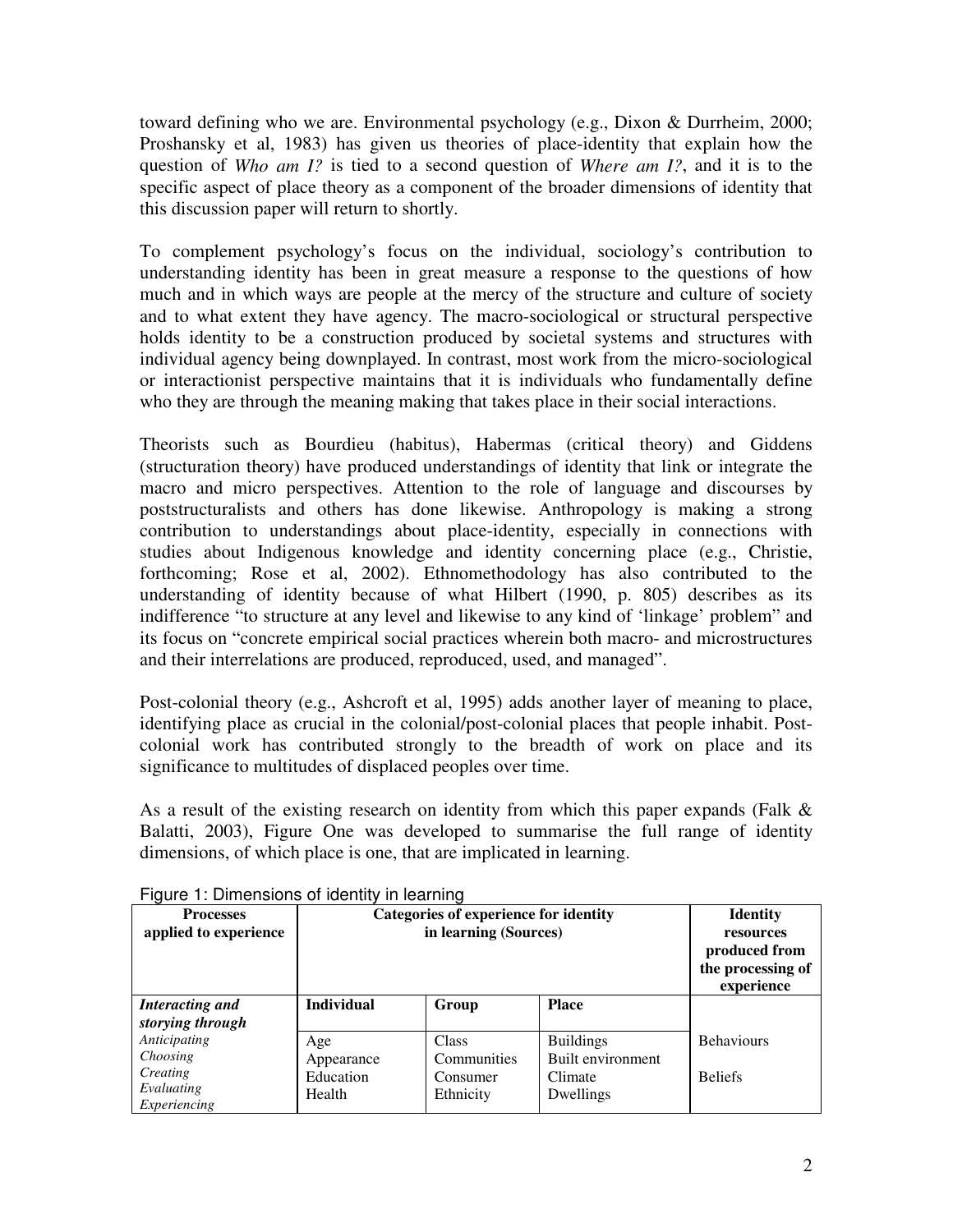toward defining who we are. Environmental psychology (e.g., Dixon & Durrheim, 2000; Proshansky et al, 1983) has given us theories of place-identity that explain how the question of *Who am I?* is tied to a second question of *Where am I?*, and it is to the specific aspect of place theory as a component of the broader dimensions of identity that this discussion paper will return to shortly.

To complement psychology's focus on the individual, sociology's contribution to understanding identity has been in great measure a response to the questions of how much and in which ways are people at the mercy of the structure and culture of society and to what extent they have agency. The macro-sociological or structural perspective holds identity to be a construction produced by societal systems and structures with individual agency being downplayed. In contrast, most work from the micro-sociological or interactionist perspective maintains that it is individuals who fundamentally define who they are through the meaning making that takes place in their social interactions.

Theorists such as Bourdieu (habitus), Habermas (critical theory) and Giddens (structuration theory) have produced understandings of identity that link or integrate the macro and micro perspectives. Attention to the role of language and discourses by poststructuralists and others has done likewise. Anthropology is making a strong contribution to understandings about place-identity, especially in connections with studies about Indigenous knowledge and identity concerning place (e.g., Christie, forthcoming; Rose et al, 2002). Ethnomethodology has also contributed to the understanding of identity because of what Hilbert (1990, p. 805) describes as its indifference "to structure at any level and likewise to any kind of 'linkage' problem" and its focus on "concrete empirical social practices wherein both macro- and microstructures and their interrelations are produced, reproduced, used, and managed".

Post-colonial theory (e.g., Ashcroft et al, 1995) adds another layer of meaning to place, identifying place as crucial in the colonial/post-colonial places that people inhabit. Post-colonial work has contributed strongly to the breadth of work on place and its significance to multitudes of displaced peoples over time.

As a result of the existing research on identity from which this paper expands (Falk & Balatti, 2003), Figure One was developed to summarise the full range of identity dimensions, of which place is one, that are implicated in learning.

Figure 1: Dimensions of identity in learning

| **Processes applied to experience** | **Categories of experience for identity in learning (Sources)** | | | **Identity resources produced from the processing of experience** |
|---|---|---|---|---|
| ***Interacting and storying through*** | **Individual** | **Group** | **Place** | |
| *Anticipating*<br>*Choosing*<br>*Creating*<br>*Evaluating*<br>*Experiencing* | Age<br>Appearance<br>Education<br>Health | Class<br>Communities<br>Consumer<br>Ethnicity | Buildings<br>Built environment<br>Climate<br>Dwellings | Behaviours<br><br>Beliefs |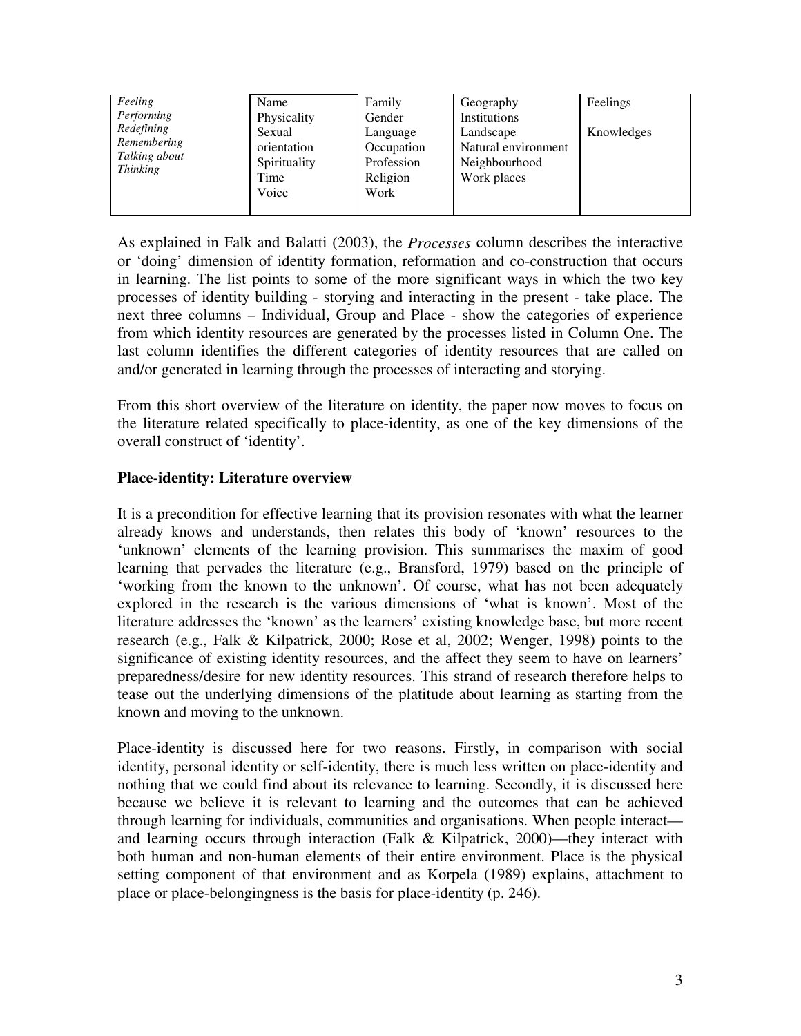| | | | | |
|---|---|---|---|---|
| *Feeling*<br>*Performing*<br>*Redefining*<br>*Remembering*<br>*Talking about*<br>*Thinking* | Name<br>Physicality<br>Sexual orientation<br>Spirituality<br>Time<br>Voice | Family<br>Gender<br>Language<br>Occupation<br>Profession<br>Religion<br>Work | Geography<br>Institutions<br>Landscape<br>Natural environment<br>Neighbourhood<br>Work places | Feelings<br><br>Knowledges |

As explained in Falk and Balatti (2003), the *Processes* column describes the interactive or 'doing' dimension of identity formation, reformation and co-construction that occurs in learning. The list points to some of the more significant ways in which the two key processes of identity building - storying and interacting in the present - take place. The next three columns – Individual, Group and Place - show the categories of experience from which identity resources are generated by the processes listed in Column One. The last column identifies the different categories of identity resources that are called on and/or generated in learning through the processes of interacting and storying.

From this short overview of the literature on identity, the paper now moves to focus on the literature related specifically to place-identity, as one of the key dimensions of the overall construct of 'identity'.

**Place-identity: Literature overview**

It is a precondition for effective learning that its provision resonates with what the learner already knows and understands, then relates this body of 'known' resources to the 'unknown' elements of the learning provision. This summarises the maxim of good learning that pervades the literature (e.g., Bransford, 1979) based on the principle of 'working from the known to the unknown'. Of course, what has not been adequately explored in the research is the various dimensions of 'what is known'. Most of the literature addresses the 'known' as the learners' existing knowledge base, but more recent research (e.g., Falk & Kilpatrick, 2000; Rose et al, 2002; Wenger, 1998) points to the significance of existing identity resources, and the affect they seem to have on learners' preparedness/desire for new identity resources. This strand of research therefore helps to tease out the underlying dimensions of the platitude about learning as starting from the known and moving to the unknown.

Place-identity is discussed here for two reasons. Firstly, in comparison with social identity, personal identity or self-identity, there is much less written on place-identity and nothing that we could find about its relevance to learning. Secondly, it is discussed here because we believe it is relevant to learning and the outcomes that can be achieved through learning for individuals, communities and organisations. When people interact—and learning occurs through interaction (Falk & Kilpatrick, 2000)—they interact with both human and non-human elements of their entire environment. Place is the physical setting component of that environment and as Korpela (1989) explains, attachment to place or place-belongingness is the basis for place-identity (p. 246).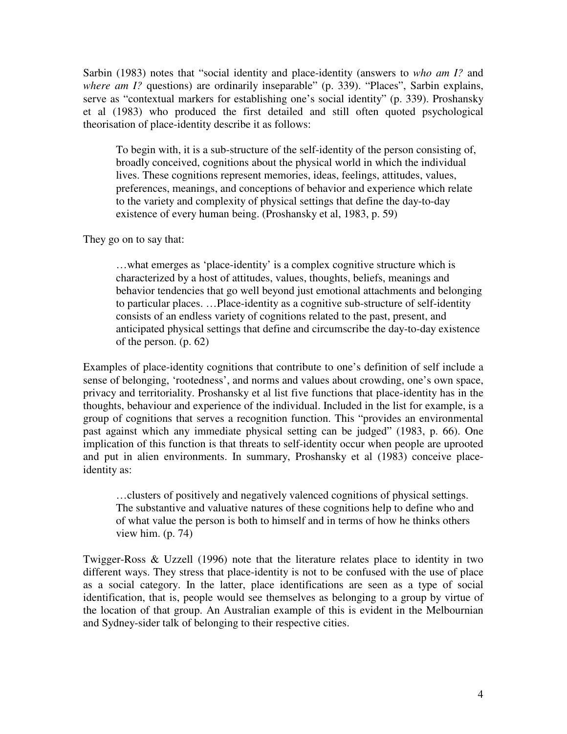Sarbin (1983) notes that "social identity and place-identity (answers to *who am I?* and *where am I?* questions) are ordinarily inseparable" (p. 339). "Places", Sarbin explains, serve as "contextual markers for establishing one's social identity" (p. 339). Proshansky et al (1983) who produced the first detailed and still often quoted psychological theorisation of place-identity describe it as follows:

> To begin with, it is a sub-structure of the self-identity of the person consisting of, broadly conceived, cognitions about the physical world in which the individual lives. These cognitions represent memories, ideas, feelings, attitudes, values, preferences, meanings, and conceptions of behavior and experience which relate to the variety and complexity of physical settings that define the day-to-day existence of every human being. (Proshansky et al, 1983, p. 59)

They go on to say that:

> …what emerges as 'place-identity' is a complex cognitive structure which is characterized by a host of attitudes, values, thoughts, beliefs, meanings and behavior tendencies that go well beyond just emotional attachments and belonging to particular places. …Place-identity as a cognitive sub-structure of self-identity consists of an endless variety of cognitions related to the past, present, and anticipated physical settings that define and circumscribe the day-to-day existence of the person. (p. 62)

Examples of place-identity cognitions that contribute to one's definition of self include a sense of belonging, 'rootedness', and norms and values about crowding, one's own space, privacy and territoriality. Proshansky et al list five functions that place-identity has in the thoughts, behaviour and experience of the individual. Included in the list for example, is a group of cognitions that serves a recognition function. This "provides an environmental past against which any immediate physical setting can be judged" (1983, p. 66). One implication of this function is that threats to self-identity occur when people are uprooted and put in alien environments. In summary, Proshansky et al (1983) conceive place-identity as:

> …clusters of positively and negatively valenced cognitions of physical settings. The substantive and valuative natures of these cognitions help to define who and of what value the person is both to himself and in terms of how he thinks others view him. (p. 74)

Twigger-Ross & Uzzell (1996) note that the literature relates place to identity in two different ways. They stress that place-identity is not to be confused with the use of place as a social category. In the latter, place identifications are seen as a type of social identification, that is, people would see themselves as belonging to a group by virtue of the location of that group. An Australian example of this is evident in the Melbournian and Sydney-sider talk of belonging to their respective cities.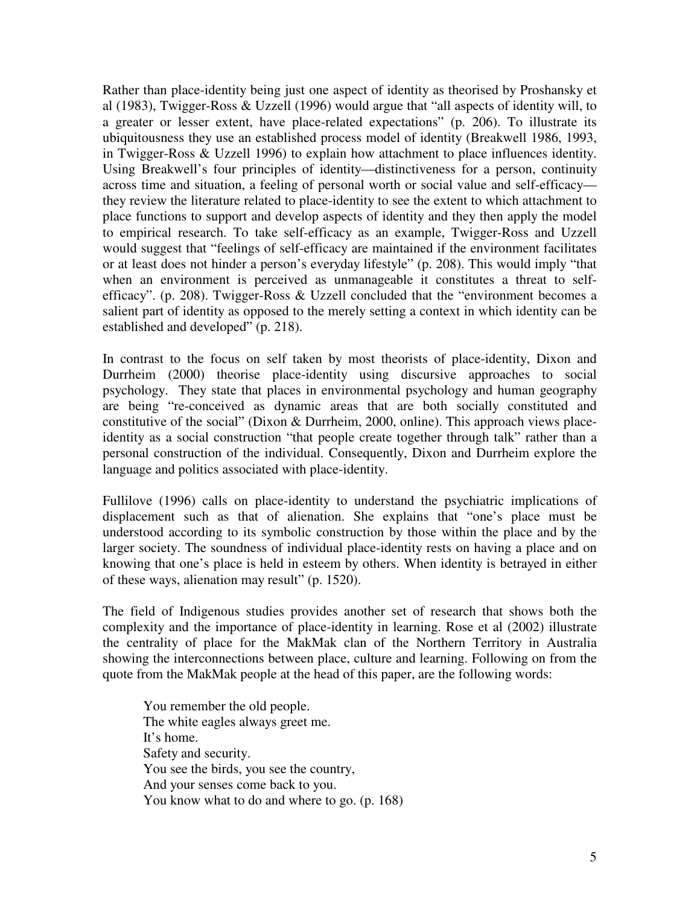Rather than place-identity being just one aspect of identity as theorised by Proshansky et al (1983), Twigger-Ross & Uzzell (1996) would argue that "all aspects of identity will, to a greater or lesser extent, have place-related expectations" (p. 206). To illustrate its ubiquitousness they use an established process model of identity (Breakwell 1986, 1993, in Twigger-Ross & Uzzell 1996) to explain how attachment to place influences identity. Using Breakwell's four principles of identity—distinctiveness for a person, continuity across time and situation, a feeling of personal worth or social value and self-efficacy—they review the literature related to place-identity to see the extent to which attachment to place functions to support and develop aspects of identity and they then apply the model to empirical research. To take self-efficacy as an example, Twigger-Ross and Uzzell would suggest that "feelings of self-efficacy are maintained if the environment facilitates or at least does not hinder a person's everyday lifestyle" (p. 208). This would imply "that when an environment is perceived as unmanageable it constitutes a threat to self-efficacy". (p. 208). Twigger-Ross & Uzzell concluded that the "environment becomes a salient part of identity as opposed to the merely setting a context in which identity can be established and developed" (p. 218).

In contrast to the focus on self taken by most theorists of place-identity, Dixon and Durrheim (2000) theorise place-identity using discursive approaches to social psychology. They state that places in environmental psychology and human geography are being "re-conceived as dynamic areas that are both socially constituted and constitutive of the social" (Dixon & Durrheim, 2000, online). This approach views place-identity as a social construction "that people create together through talk" rather than a personal construction of the individual. Consequently, Dixon and Durrheim explore the language and politics associated with place-identity.

Fullilove (1996) calls on place-identity to understand the psychiatric implications of displacement such as that of alienation. She explains that "one's place must be understood according to its symbolic construction by those within the place and by the larger society. The soundness of individual place-identity rests on having a place and on knowing that one's place is held in esteem by others. When identity is betrayed in either of these ways, alienation may result" (p. 1520).

The field of Indigenous studies provides another set of research that shows both the complexity and the importance of place-identity in learning. Rose et al (2002) illustrate the centrality of place for the MakMak clan of the Northern Territory in Australia showing the interconnections between place, culture and learning. Following on from the quote from the MakMak people at the head of this paper, are the following words:

> You remember the old people.
> The white eagles always greet me.
> It's home.
> Safety and security.
> You see the birds, you see the country,
> And your senses come back to you.
> You know what to do and where to go. (p. 168)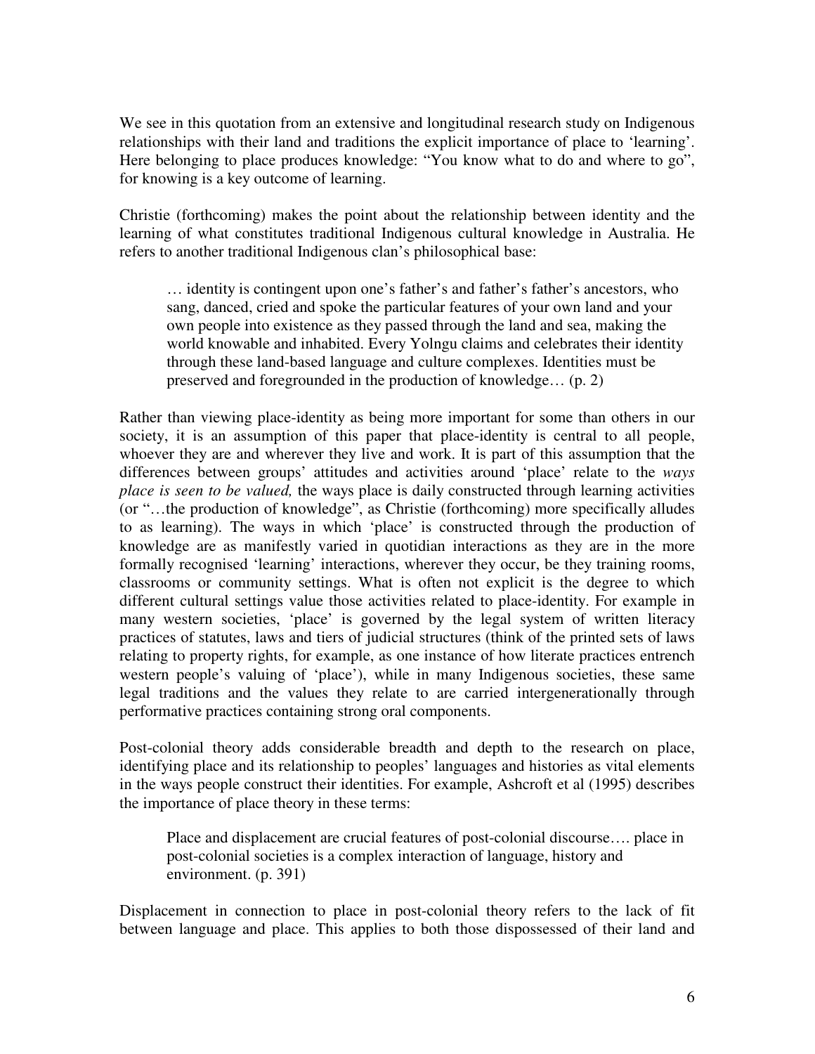We see in this quotation from an extensive and longitudinal research study on Indigenous relationships with their land and traditions the explicit importance of place to 'learning'. Here belonging to place produces knowledge: "You know what to do and where to go", for knowing is a key outcome of learning.

Christie (forthcoming) makes the point about the relationship between identity and the learning of what constitutes traditional Indigenous cultural knowledge in Australia. He refers to another traditional Indigenous clan's philosophical base:

> … identity is contingent upon one's father's and father's father's ancestors, who sang, danced, cried and spoke the particular features of your own land and your own people into existence as they passed through the land and sea, making the world knowable and inhabited. Every Yolngu claims and celebrates their identity through these land-based language and culture complexes. Identities must be preserved and foregrounded in the production of knowledge… (p. 2)

Rather than viewing place-identity as being more important for some than others in our society, it is an assumption of this paper that place-identity is central to all people, whoever they are and wherever they live and work. It is part of this assumption that the differences between groups' attitudes and activities around 'place' relate to the *ways place is seen to be valued,* the ways place is daily constructed through learning activities (or "…the production of knowledge", as Christie (forthcoming) more specifically alludes to as learning). The ways in which 'place' is constructed through the production of knowledge are as manifestly varied in quotidian interactions as they are in the more formally recognised 'learning' interactions, wherever they occur, be they training rooms, classrooms or community settings. What is often not explicit is the degree to which different cultural settings value those activities related to place-identity. For example in many western societies, 'place' is governed by the legal system of written literacy practices of statutes, laws and tiers of judicial structures (think of the printed sets of laws relating to property rights, for example, as one instance of how literate practices entrench western people's valuing of 'place'), while in many Indigenous societies, these same legal traditions and the values they relate to are carried intergenerationally through performative practices containing strong oral components.

Post-colonial theory adds considerable breadth and depth to the research on place, identifying place and its relationship to peoples' languages and histories as vital elements in the ways people construct their identities. For example, Ashcroft et al (1995) describes the importance of place theory in these terms:

> Place and displacement are crucial features of post-colonial discourse…. place in post-colonial societies is a complex interaction of language, history and environment. (p. 391)

Displacement in connection to place in post-colonial theory refers to the lack of fit between language and place. This applies to both those dispossessed of their land and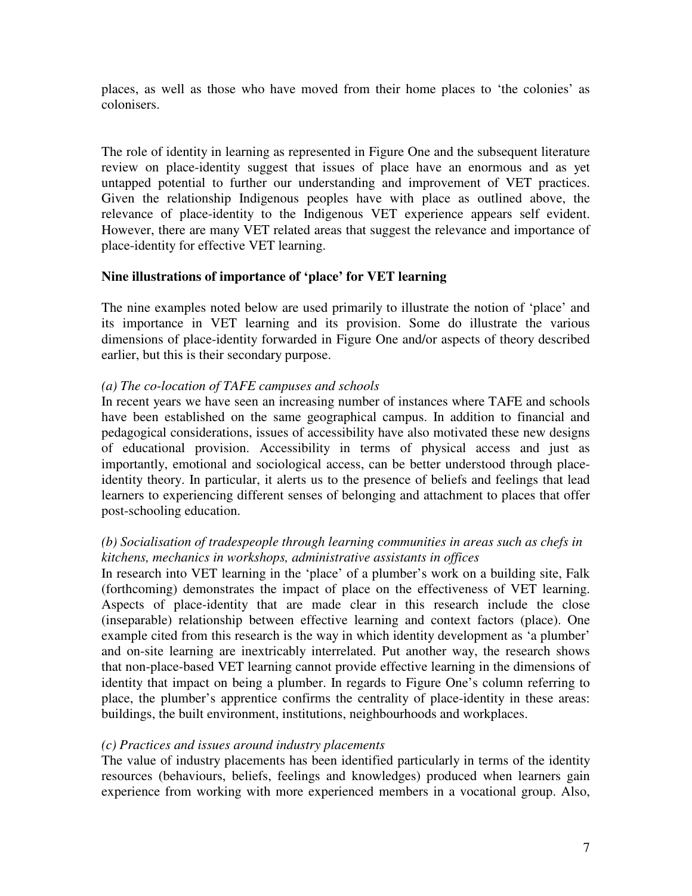places, as well as those who have moved from their home places to 'the colonies' as colonisers.

The role of identity in learning as represented in Figure One and the subsequent literature review on place-identity suggest that issues of place have an enormous and as yet untapped potential to further our understanding and improvement of VET practices. Given the relationship Indigenous peoples have with place as outlined above, the relevance of place-identity to the Indigenous VET experience appears self evident. However, there are many VET related areas that suggest the relevance and importance of place-identity for effective VET learning.

## Nine illustrations of importance of 'place' for VET learning

The nine examples noted below are used primarily to illustrate the notion of 'place' and its importance in VET learning and its provision. Some do illustrate the various dimensions of place-identity forwarded in Figure One and/or aspects of theory described earlier, but this is their secondary purpose.

*(a) The co-location of TAFE campuses and schools*
In recent years we have seen an increasing number of instances where TAFE and schools have been established on the same geographical campus. In addition to financial and pedagogical considerations, issues of accessibility have also motivated these new designs of educational provision. Accessibility in terms of physical access and just as importantly, emotional and sociological access, can be better understood through place-identity theory. In particular, it alerts us to the presence of beliefs and feelings that lead learners to experiencing different senses of belonging and attachment to places that offer post-schooling education.

*(b) Socialisation of tradespeople through learning communities in areas such as chefs in kitchens, mechanics in workshops, administrative assistants in offices*
In research into VET learning in the 'place' of a plumber's work on a building site, Falk (forthcoming) demonstrates the impact of place on the effectiveness of VET learning. Aspects of place-identity that are made clear in this research include the close (inseparable) relationship between effective learning and context factors (place). One example cited from this research is the way in which identity development as 'a plumber' and on-site learning are inextricably interrelated. Put another way, the research shows that non-place-based VET learning cannot provide effective learning in the dimensions of identity that impact on being a plumber. In regards to Figure One's column referring to place, the plumber's apprentice confirms the centrality of place-identity in these areas: buildings, the built environment, institutions, neighbourhoods and workplaces.

*(c) Practices and issues around industry placements*
The value of industry placements has been identified particularly in terms of the identity resources (behaviours, beliefs, feelings and knowledges) produced when learners gain experience from working with more experienced members in a vocational group. Also,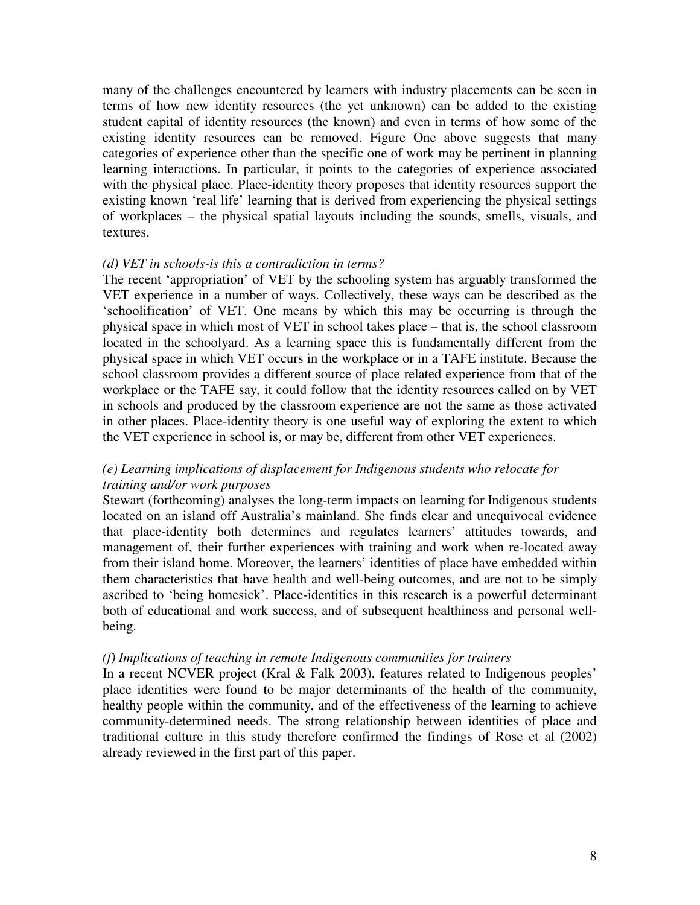many of the challenges encountered by learners with industry placements can be seen in terms of how new identity resources (the yet unknown) can be added to the existing student capital of identity resources (the known) and even in terms of how some of the existing identity resources can be removed. Figure One above suggests that many categories of experience other than the specific one of work may be pertinent in planning learning interactions. In particular, it points to the categories of experience associated with the physical place. Place-identity theory proposes that identity resources support the existing known 'real life' learning that is derived from experiencing the physical settings of workplaces – the physical spatial layouts including the sounds, smells, visuals, and textures.

*(d) VET in schools-is this a contradiction in terms?*

The recent 'appropriation' of VET by the schooling system has arguably transformed the VET experience in a number of ways. Collectively, these ways can be described as the 'schoolification' of VET. One means by which this may be occurring is through the physical space in which most of VET in school takes place – that is, the school classroom located in the schoolyard. As a learning space this is fundamentally different from the physical space in which VET occurs in the workplace or in a TAFE institute. Because the school classroom provides a different source of place related experience from that of the workplace or the TAFE say, it could follow that the identity resources called on by VET in schools and produced by the classroom experience are not the same as those activated in other places. Place-identity theory is one useful way of exploring the extent to which the VET experience in school is, or may be, different from other VET experiences.

*(e) Learning implications of displacement for Indigenous students who relocate for training and/or work purposes*

Stewart (forthcoming) analyses the long-term impacts on learning for Indigenous students located on an island off Australia's mainland. She finds clear and unequivocal evidence that place-identity both determines and regulates learners' attitudes towards, and management of, their further experiences with training and work when re-located away from their island home. Moreover, the learners' identities of place have embedded within them characteristics that have health and well-being outcomes, and are not to be simply ascribed to 'being homesick'. Place-identities in this research is a powerful determinant both of educational and work success, and of subsequent healthiness and personal well-being.

*(f) Implications of teaching in remote Indigenous communities for trainers*

In a recent NCVER project (Kral & Falk 2003), features related to Indigenous peoples' place identities were found to be major determinants of the health of the community, healthy people within the community, and of the effectiveness of the learning to achieve community-determined needs. The strong relationship between identities of place and traditional culture in this study therefore confirmed the findings of Rose et al (2002) already reviewed in the first part of this paper.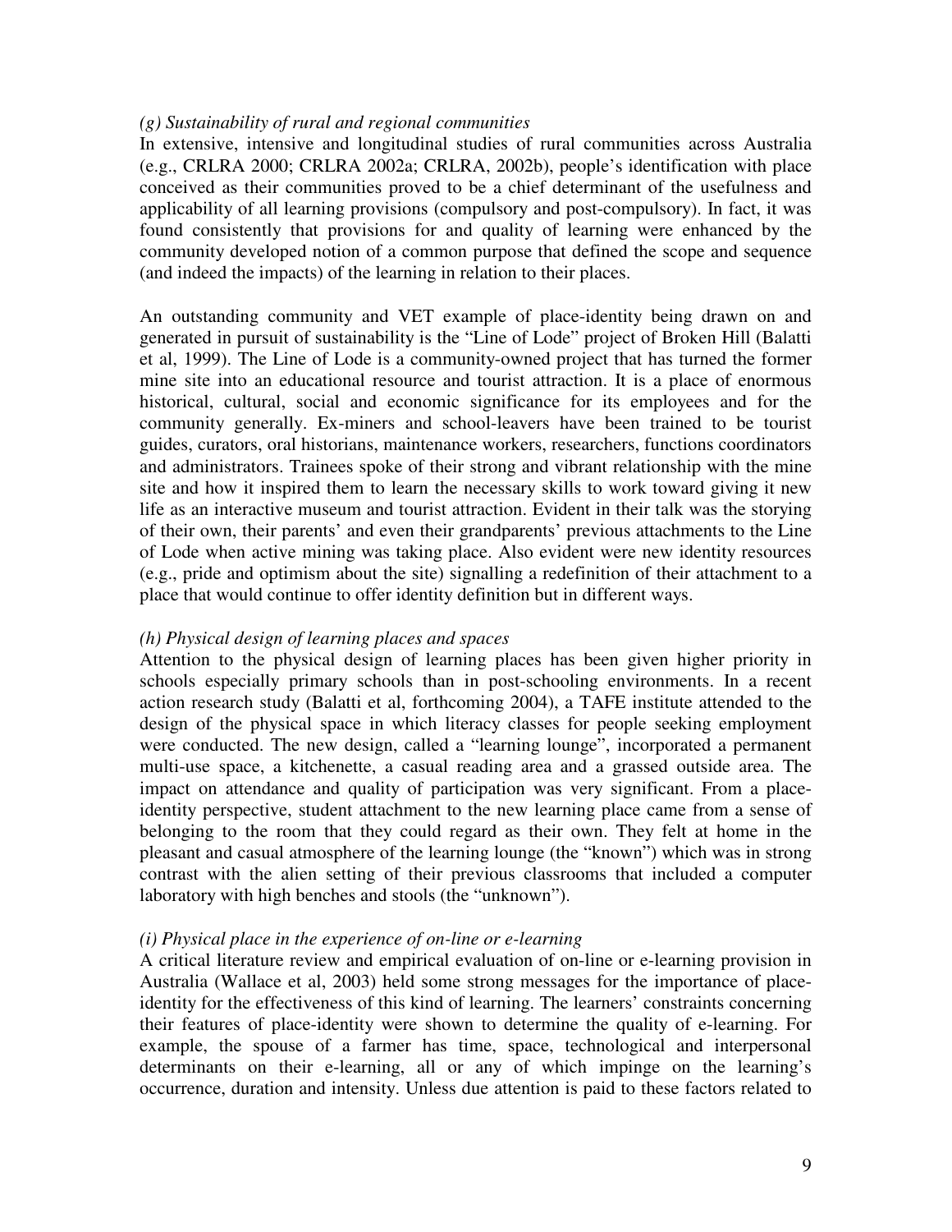*(g) Sustainability of rural and regional communities*

In extensive, intensive and longitudinal studies of rural communities across Australia (e.g., CRLRA 2000; CRLRA 2002a; CRLRA, 2002b), people's identification with place conceived as their communities proved to be a chief determinant of the usefulness and applicability of all learning provisions (compulsory and post-compulsory). In fact, it was found consistently that provisions for and quality of learning were enhanced by the community developed notion of a common purpose that defined the scope and sequence (and indeed the impacts) of the learning in relation to their places.

An outstanding community and VET example of place-identity being drawn on and generated in pursuit of sustainability is the "Line of Lode" project of Broken Hill (Balatti et al, 1999). The Line of Lode is a community-owned project that has turned the former mine site into an educational resource and tourist attraction. It is a place of enormous historical, cultural, social and economic significance for its employees and for the community generally. Ex-miners and school-leavers have been trained to be tourist guides, curators, oral historians, maintenance workers, researchers, functions coordinators and administrators. Trainees spoke of their strong and vibrant relationship with the mine site and how it inspired them to learn the necessary skills to work toward giving it new life as an interactive museum and tourist attraction. Evident in their talk was the storying of their own, their parents' and even their grandparents' previous attachments to the Line of Lode when active mining was taking place. Also evident were new identity resources (e.g., pride and optimism about the site) signalling a redefinition of their attachment to a place that would continue to offer identity definition but in different ways.

*(h) Physical design of learning places and spaces*

Attention to the physical design of learning places has been given higher priority in schools especially primary schools than in post-schooling environments. In a recent action research study (Balatti et al, forthcoming 2004), a TAFE institute attended to the design of the physical space in which literacy classes for people seeking employment were conducted. The new design, called a "learning lounge", incorporated a permanent multi-use space, a kitchenette, a casual reading area and a grassed outside area. The impact on attendance and quality of participation was very significant. From a place-identity perspective, student attachment to the new learning place came from a sense of belonging to the room that they could regard as their own. They felt at home in the pleasant and casual atmosphere of the learning lounge (the "known") which was in strong contrast with the alien setting of their previous classrooms that included a computer laboratory with high benches and stools (the "unknown").

*(i) Physical place in the experience of on-line or e-learning*

A critical literature review and empirical evaluation of on-line or e-learning provision in Australia (Wallace et al, 2003) held some strong messages for the importance of place-identity for the effectiveness of this kind of learning. The learners' constraints concerning their features of place-identity were shown to determine the quality of e-learning. For example, the spouse of a farmer has time, space, technological and interpersonal determinants on their e-learning, all or any of which impinge on the learning's occurrence, duration and intensity. Unless due attention is paid to these factors related to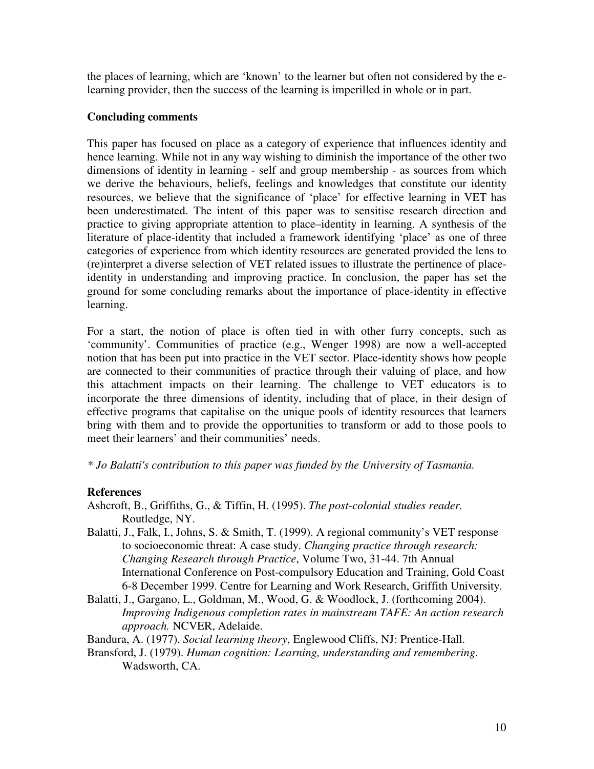the places of learning, which are 'known' to the learner but often not considered by the e-learning provider, then the success of the learning is imperilled in whole or in part.

## Concluding comments

This paper has focused on place as a category of experience that influences identity and hence learning. While not in any way wishing to diminish the importance of the other two dimensions of identity in learning - self and group membership - as sources from which we derive the behaviours, beliefs, feelings and knowledges that constitute our identity resources, we believe that the significance of 'place' for effective learning in VET has been underestimated. The intent of this paper was to sensitise research direction and practice to giving appropriate attention to place–identity in learning. A synthesis of the literature of place-identity that included a framework identifying 'place' as one of three categories of experience from which identity resources are generated provided the lens to (re)interpret a diverse selection of VET related issues to illustrate the pertinence of place-identity in understanding and improving practice. In conclusion, the paper has set the ground for some concluding remarks about the importance of place-identity in effective learning.

For a start, the notion of place is often tied in with other furry concepts, such as 'community'. Communities of practice (e.g., Wenger 1998) are now a well-accepted notion that has been put into practice in the VET sector. Place-identity shows how people are connected to their communities of practice through their valuing of place, and how this attachment impacts on their learning. The challenge to VET educators is to incorporate the three dimensions of identity, including that of place, in their design of effective programs that capitalise on the unique pools of identity resources that learners bring with them and to provide the opportunities to transform or add to those pools to meet their learners' and their communities' needs.

*\* Jo Balatti's contribution to this paper was funded by the University of Tasmania.*

## References

Ashcroft, B., Griffiths, G., & Tiffin, H. (1995). *The post-colonial studies reader.* Routledge, NY.

Balatti, J., Falk, I., Johns, S. & Smith, T. (1999). A regional community's VET response to socioeconomic threat: A case study. *Changing practice through research: Changing Research through Practice*, Volume Two, 31-44. 7th Annual International Conference on Post-compulsory Education and Training, Gold Coast 6-8 December 1999. Centre for Learning and Work Research, Griffith University.

Balatti, J., Gargano, L., Goldman, M., Wood, G. & Woodlock, J. (forthcoming 2004). *Improving Indigenous completion rates in mainstream TAFE: An action research approach.* NCVER, Adelaide.

Bandura, A. (1977). *Social learning theory*, Englewood Cliffs, NJ: Prentice-Hall.

Bransford, J. (1979). *Human cognition: Learning, understanding and remembering.* Wadsworth, CA.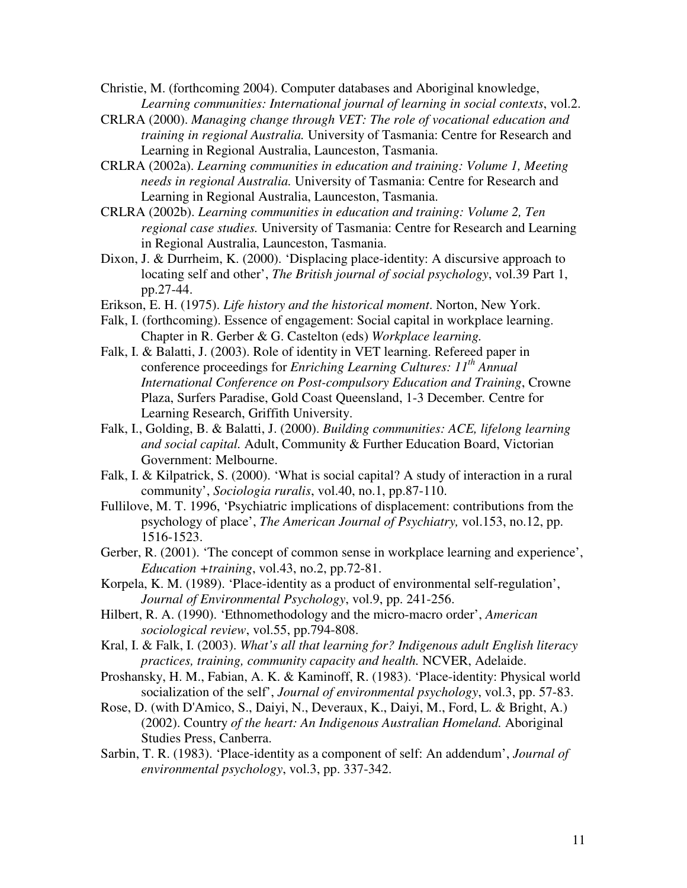Christie, M. (forthcoming 2004). Computer databases and Aboriginal knowledge, *Learning communities: International journal of learning in social contexts*, vol.2.

CRLRA (2000). *Managing change through VET: The role of vocational education and training in regional Australia.* University of Tasmania: Centre for Research and Learning in Regional Australia, Launceston, Tasmania.

CRLRA (2002a). *Learning communities in education and training: Volume 1, Meeting needs in regional Australia.* University of Tasmania: Centre for Research and Learning in Regional Australia, Launceston, Tasmania.

CRLRA (2002b). *Learning communities in education and training: Volume 2, Ten regional case studies.* University of Tasmania: Centre for Research and Learning in Regional Australia, Launceston, Tasmania.

Dixon, J. & Durrheim, K. (2000). 'Displacing place-identity: A discursive approach to locating self and other', *The British journal of social psychology*, vol.39 Part 1, pp.27-44.

Erikson, E. H. (1975). *Life history and the historical moment*. Norton, New York.

Falk, I. (forthcoming). Essence of engagement: Social capital in workplace learning. Chapter in R. Gerber & G. Castelton (eds) *Workplace learning.*

Falk, I. & Balatti, J. (2003). Role of identity in VET learning. Refereed paper in conference proceedings for *Enriching Learning Cultures: 11th Annual International Conference on Post-compulsory Education and Training*, Crowne Plaza, Surfers Paradise, Gold Coast Queensland, 1-3 December. Centre for Learning Research, Griffith University.

Falk, I., Golding, B. & Balatti, J. (2000). *Building communities: ACE, lifelong learning and social capital.* Adult, Community & Further Education Board, Victorian Government: Melbourne.

Falk, I. & Kilpatrick, S. (2000). 'What is social capital? A study of interaction in a rural community', *Sociologia ruralis*, vol.40, no.1, pp.87-110.

Fullilove, M. T. 1996, 'Psychiatric implications of displacement: contributions from the psychology of place', *The American Journal of Psychiatry,* vol.153, no.12, pp. 1516-1523.

Gerber, R. (2001). 'The concept of common sense in workplace learning and experience', *Education +training*, vol.43, no.2, pp.72-81.

Korpela, K. M. (1989). 'Place-identity as a product of environmental self-regulation', *Journal of Environmental Psychology*, vol.9, pp. 241-256.

Hilbert, R. A. (1990). 'Ethnomethodology and the micro-macro order', *American sociological review*, vol.55, pp.794-808.

Kral, I. & Falk, I. (2003). *What's all that learning for? Indigenous adult English literacy practices, training, community capacity and health.* NCVER, Adelaide.

Proshansky, H. M., Fabian, A. K. & Kaminoff, R. (1983). 'Place-identity: Physical world socialization of the self', *Journal of environmental psychology*, vol.3, pp. 57-83.

Rose, D. (with D'Amico, S., Daiyi, N., Deveraux, K., Daiyi, M., Ford, L. & Bright, A.) (2002). Country *of the heart: An Indigenous Australian Homeland.* Aboriginal Studies Press, Canberra.

Sarbin, T. R. (1983). 'Place-identity as a component of self: An addendum', *Journal of environmental psychology*, vol.3, pp. 337-342.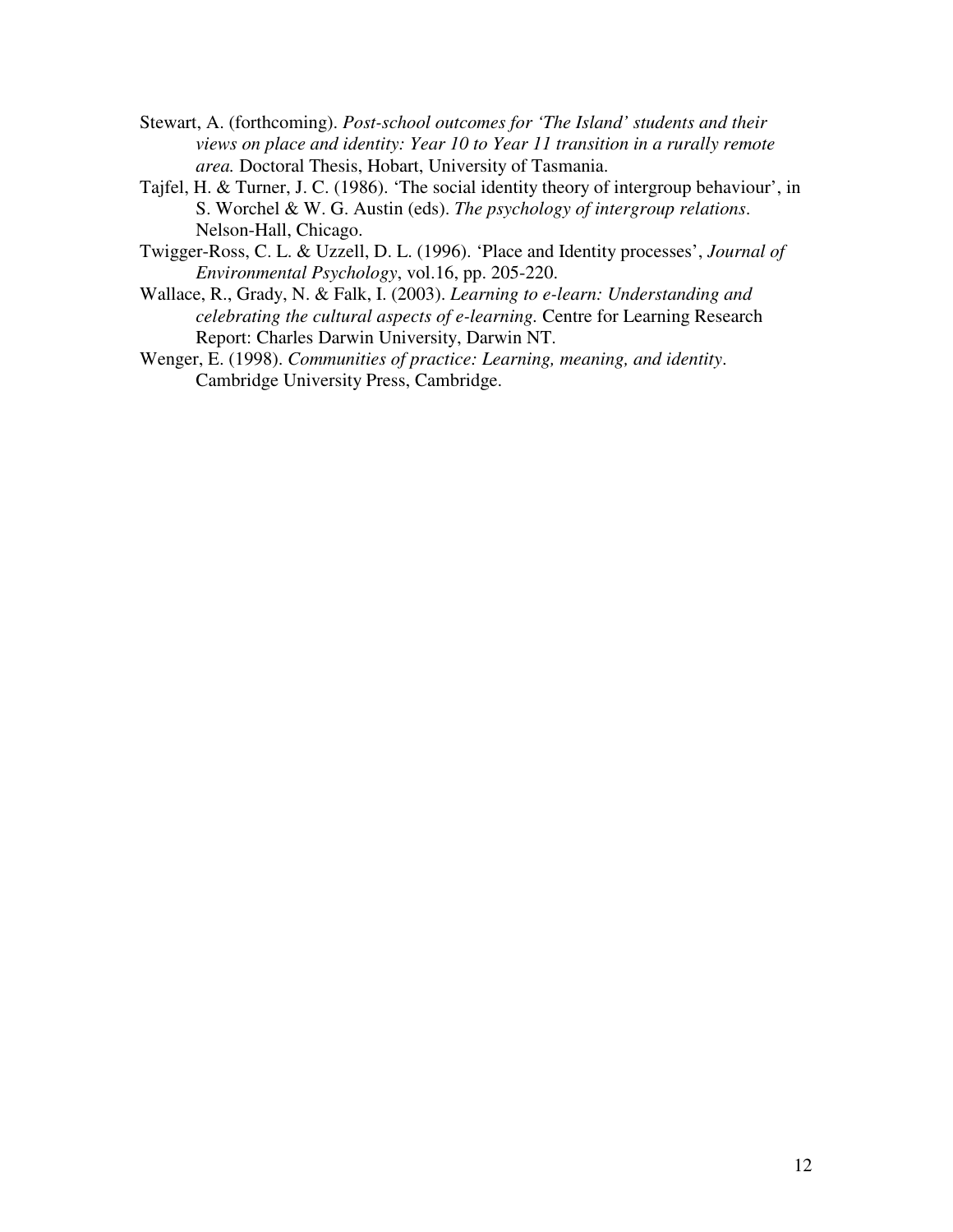Stewart, A. (forthcoming). *Post-school outcomes for 'The Island' students and their views on place and identity: Year 10 to Year 11 transition in a rurally remote area.* Doctoral Thesis, Hobart, University of Tasmania.

Tajfel, H. & Turner, J. C. (1986). 'The social identity theory of intergroup behaviour', in S. Worchel & W. G. Austin (eds). *The psychology of intergroup relations*. Nelson-Hall, Chicago.

Twigger-Ross, C. L. & Uzzell, D. L. (1996). 'Place and Identity processes', *Journal of Environmental Psychology*, vol.16, pp. 205-220.

Wallace, R., Grady, N. & Falk, I. (2003). *Learning to e-learn: Understanding and celebrating the cultural aspects of e-learning.* Centre for Learning Research Report: Charles Darwin University, Darwin NT.

Wenger, E. (1998). *Communities of practice: Learning, meaning, and identity*. Cambridge University Press, Cambridge.